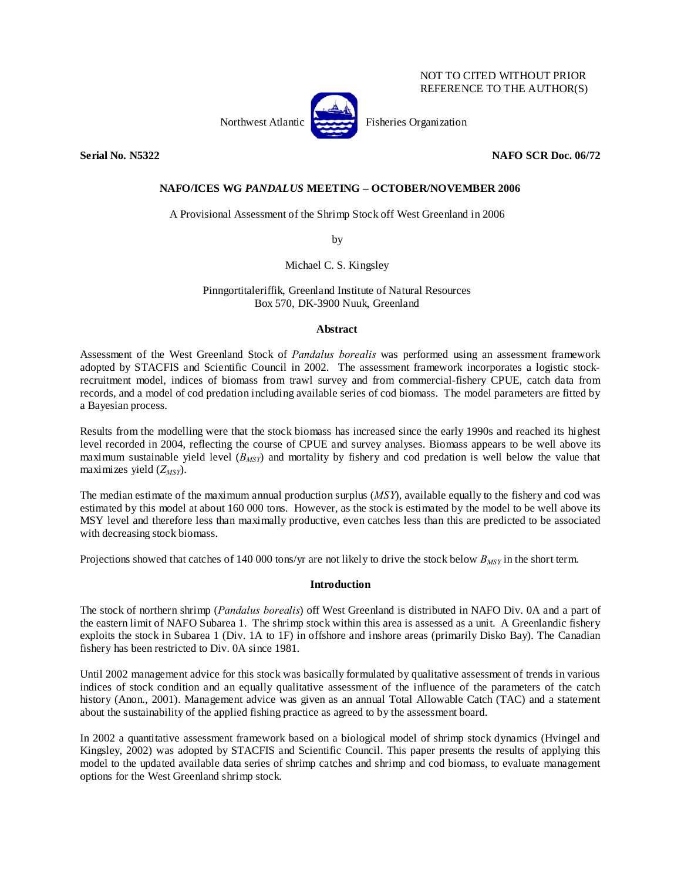NOT TO CITED WITHOUT PRIOR
REFERENCE TO THE AUTHOR(S)

Northwest Atlantic Fisheries Organization

**Serial No. N5322** **NAFO SCR Doc. 06/72**

## NAFO/ICES WG *PANDALUS* MEETING – OCTOBER/NOVEMBER 2006

# A Provisional Assessment of the Shrimp Stock off West Greenland in 2006

by

Michael C. S. Kingsley

Pinngortitaleriffik, Greenland Institute of Natural Resources
Box 570, DK-3900 Nuuk, Greenland

### Abstract

Assessment of the West Greenland Stock of *Pandalus borealis* was performed using an assessment framework adopted by STACFIS and Scientific Council in 2002. The assessment framework incorporates a logistic stock-recruitment model, indices of biomass from trawl survey and from commercial-fishery CPUE, catch data from records, and a model of cod predation including available series of cod biomass. The model parameters are fitted by a Bayesian process.

Results from the modelling were that the stock biomass has increased since the early 1990s and reached its highest level recorded in 2004, reflecting the course of CPUE and survey analyses. Biomass appears to be well above its maximum sustainable yield level ($B_{MSY}$) and mortality by fishery and cod predation is well below the value that maximizes yield ($Z_{MSY}$).

The median estimate of the maximum annual production surplus (*MSY*), available equally to the fishery and cod was estimated by this model at about 160 000 tons. However, as the stock is estimated by the model to be well above its MSY level and therefore less than maximally productive, even catches less than this are predicted to be associated with decreasing stock biomass.

Projections showed that catches of 140 000 tons/yr are not likely to drive the stock below $B_{MSY}$ in the short term.

### Introduction

The stock of northern shrimp (*Pandalus borealis*) off West Greenland is distributed in NAFO Div. 0A and a part of the eastern limit of NAFO Subarea 1. The shrimp stock within this area is assessed as a unit. A Greenlandic fishery exploits the stock in Subarea 1 (Div. 1A to 1F) in offshore and inshore areas (primarily Disko Bay). The Canadian fishery has been restricted to Div. 0A since 1981.

Until 2002 management advice for this stock was basically formulated by qualitative assessment of trends in various indices of stock condition and an equally qualitative assessment of the influence of the parameters of the catch history (Anon., 2001). Management advice was given as an annual Total Allowable Catch (TAC) and a statement about the sustainability of the applied fishing practice as agreed to by the assessment board.

In 2002 a quantitative assessment framework based on a biological model of shrimp stock dynamics (Hvingel and Kingsley, 2002) was adopted by STACFIS and Scientific Council. This paper presents the results of applying this model to the updated available data series of shrimp catches and shrimp and cod biomass, to evaluate management options for the West Greenland shrimp stock.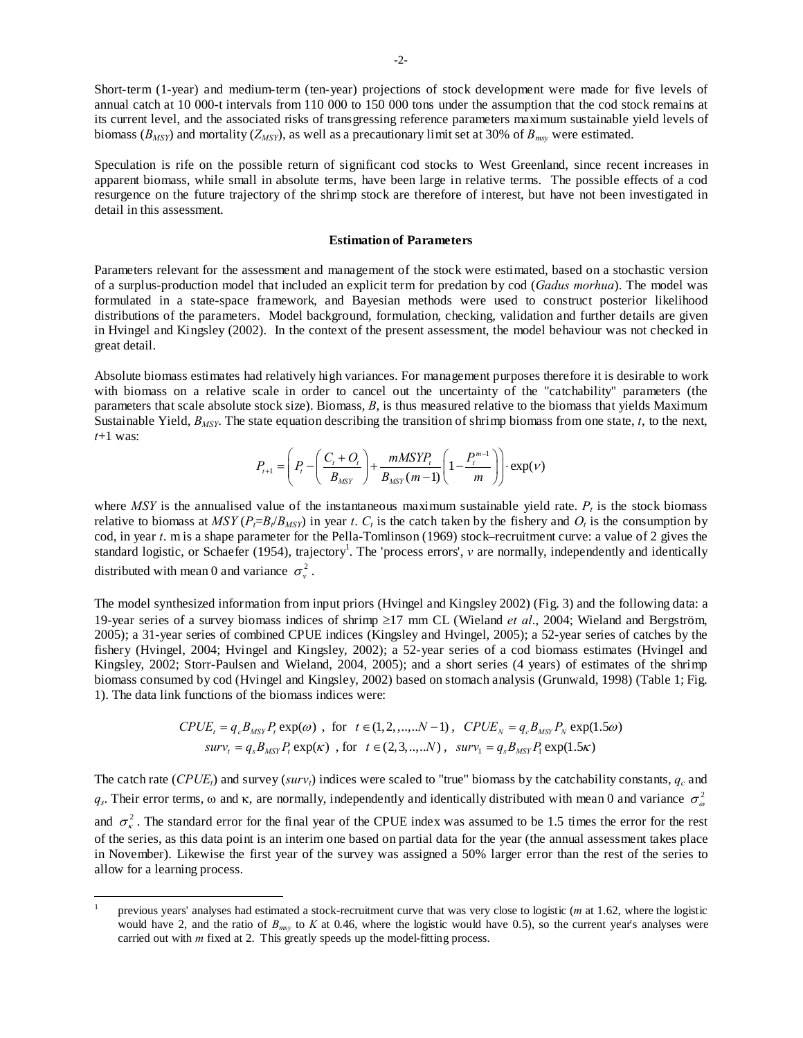Short-term (1-year) and medium-term (ten-year) projections of stock development were made for five levels of annual catch at 10 000-t intervals from 110 000 to 150 000 tons under the assumption that the cod stock remains at its current level, and the associated risks of transgressing reference parameters maximum sustainable yield levels of biomass ($B_{MSY}$) and mortality ($Z_{MSY}$), as well as a precautionary limit set at 30% of $B_{msy}$ were estimated.

Speculation is rife on the possible return of significant cod stocks to West Greenland, since recent increases in apparent biomass, while small in absolute terms, have been large in relative terms. The possible effects of a cod resurgence on the future trajectory of the shrimp stock are therefore of interest, but have not been investigated in detail in this assessment.

### Estimation of Parameters

Parameters relevant for the assessment and management of the stock were estimated, based on a stochastic version of a surplus-production model that included an explicit term for predation by cod (*Gadus morhua*). The model was formulated in a state-space framework, and Bayesian methods were used to construct posterior likelihood distributions of the parameters. Model background, formulation, checking, validation and further details are given in Hvingel and Kingsley (2002). In the context of the present assessment, the model behaviour was not checked in great detail.

Absolute biomass estimates had relatively high variances. For management purposes therefore it is desirable to work with biomass on a relative scale in order to cancel out the uncertainty of the "catchability" parameters (the parameters that scale absolute stock size). Biomass, $B$, is thus measured relative to the biomass that yields Maximum Sustainable Yield, $B_{MSY}$. The state equation describing the transition of shrimp biomass from one state, $t$, to the next, $t$+1 was:

$$P_{t+1} = \left( P_t - \left( \frac{C_t + O_t}{B_{MSY}} \right) + \frac{mMSYP_t}{B_{MSY}(m-1)} \left( 1 - \frac{P_t^{m-1}}{m} \right) \right) \cdot \exp(\nu)$$

where $MSY$ is the annualised value of the instantaneous maximum sustainable yield rate. $P_t$ is the stock biomass relative to biomass at $MSY$ ($P_t = B_t/B_{MSY}$) in year $t$. $C_t$ is the catch taken by the fishery and $O_t$ is the consumption by cod, in year $t$. m is a shape parameter for the Pella-Tomlinson (1969) stock–recruitment curve: a value of 2 gives the standard logistic, or Schaefer (1954), trajectory[1]. The 'process errors', $\nu$ are normally, independently and identically distributed with mean 0 and variance $\sigma_\nu^2$.

The model synthesized information from input priors (Hvingel and Kingsley 2002) (Fig. 3) and the following data: a 19-year series of a survey biomass indices of shrimp ≥17 mm CL (Wieland *et al*., 2004; Wieland and Bergström, 2005); a 31-year series of combined CPUE indices (Kingsley and Hvingel, 2005); a 52-year series of catches by the fishery (Hvingel, 2004; Hvingel and Kingsley, 2002); a 52-year series of a cod biomass estimates (Hvingel and Kingsley, 2002; Storr-Paulsen and Wieland, 2004, 2005); and a short series (4 years) of estimates of the shrimp biomass consumed by cod (Hvingel and Kingsley, 2002) based on stomach analysis (Grunwald, 1998) (Table 1; Fig. 1). The data link functions of the biomass indices were:

$$CPUE_t = q_c B_{MSY} P_t \exp(\omega) \;\;, \text{ for } \;\; t \in (1,2,..,..N-1) \,, \;\; CPUE_N = q_c B_{MSY} P_N \exp(1.5\omega)$$
$$surv_t = q_s B_{MSY} P_t \exp(\kappa) \;\;, \text{ for } \;\; t \in (2,3,..,..N) \,, \;\; surv_1 = q_s B_{MSY} P_1 \exp(1.5\kappa)$$

The catch rate ($CPUE_t$) and survey ($surv_t$) indices were scaled to "true" biomass by the catchability constants, $q_c$ and $q_s$. Their error terms, ω and κ, are normally, independently and identically distributed with mean 0 and variance $\sigma_\omega^2$ and $\sigma_\kappa^2$. The standard error for the final year of the CPUE index was assumed to be 1.5 times the error for the rest of the series, as this data point is an interim one based on partial data for the year (the annual assessment takes place in November). Likewise the first year of the survey was assigned a 50% larger error than the rest of the series to allow for a learning process.

[1] previous years' analyses had estimated a stock-recruitment curve that was very close to logistic ($m$ at 1.62, where the logistic would have 2, and the ratio of $B_{msy}$ to $K$ at 0.46, where the logistic would have 0.5), so the current year's analyses were carried out with $m$ fixed at 2. This greatly speeds up the model-fitting process.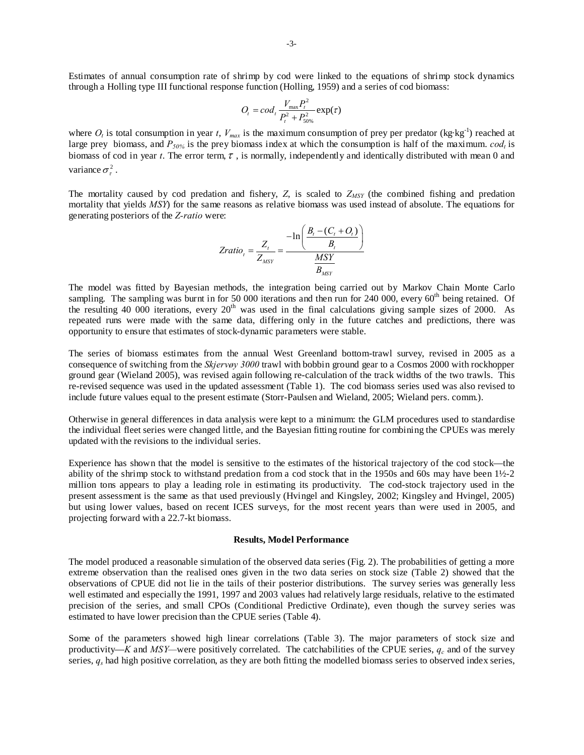Estimates of annual consumption rate of shrimp by cod were linked to the equations of shrimp stock dynamics through a Holling type III functional response function (Holling, 1959) and a series of cod biomass:

$$O_t = cod_t \frac{V_{\max} P_t^2}{P_t^2 + P_{50\%}^2} \exp(\tau)$$

where $O_t$ is total consumption in year $t$, $V_{max}$ is the maximum consumption of prey per predator (kg·kg$^{-1}$) reached at large prey biomass, and $P_{50\%}$ is the prey biomass index at which the consumption is half of the maximum. $cod_t$ is biomass of cod in year $t$. The error term, $\tau$, is normally, independently and identically distributed with mean 0 and variance $\sigma_\tau^2$.

The mortality caused by cod predation and fishery, $Z$, is scaled to $Z_{MSY}$ (the combined fishing and predation mortality that yields $MSY$) for the same reasons as relative biomass was used instead of absolute. The equations for generating posteriors of the *Z-ratio* were:

$$Zratio_t = \frac{Z_t}{Z_{MSY}} = \frac{-\ln\left(\frac{B_t - (C_t + O_t)}{B_t}\right)}{\frac{MSY}{B_{MSY}}}$$

The model was fitted by Bayesian methods, the integration being carried out by Markov Chain Monte Carlo sampling. The sampling was burnt in for 50 000 iterations and then run for 240 000, every 60$^{th}$ being retained. Of the resulting 40 000 iterations, every 20$^{th}$ was used in the final calculations giving sample sizes of 2000. As repeated runs were made with the same data, differing only in the future catches and predictions, there was opportunity to ensure that estimates of stock-dynamic parameters were stable.

The series of biomass estimates from the annual West Greenland bottom-trawl survey, revised in 2005 as a consequence of switching from the *Skjervøy 3000* trawl with bobbin ground gear to a Cosmos 2000 with rockhopper ground gear (Wieland 2005), was revised again following re-calculation of the track widths of the two trawls. This re-revised sequence was used in the updated assessment (Table 1). The cod biomass series used was also revised to include future values equal to the present estimate (Storr-Paulsen and Wieland, 2005; Wieland pers. comm.).

Otherwise in general differences in data analysis were kept to a minimum: the GLM procedures used to standardise the individual fleet series were changed little, and the Bayesian fitting routine for combining the CPUEs was merely updated with the revisions to the individual series.

Experience has shown that the model is sensitive to the estimates of the historical trajectory of the cod stock—the ability of the shrimp stock to withstand predation from a cod stock that in the 1950s and 60s may have been 1½-2 million tons appears to play a leading role in estimating its productivity. The cod-stock trajectory used in the present assessment is the same as that used previously (Hvingel and Kingsley, 2002; Kingsley and Hvingel, 2005) but using lower values, based on recent ICES surveys, for the most recent years than were used in 2005, and projecting forward with a 22.7-kt biomass.

**Results, Model Performance**

The model produced a reasonable simulation of the observed data series (Fig. 2). The probabilities of getting a more extreme observation than the realised ones given in the two data series on stock size (Table 2) showed that the observations of CPUE did not lie in the tails of their posterior distributions. The survey series was generally less well estimated and especially the 1991, 1997 and 2003 values had relatively large residuals, relative to the estimated precision of the series, and small CPOs (Conditional Predictive Ordinate), even though the survey series was estimated to have lower precision than the CPUE series (Table 4).

Some of the parameters showed high linear correlations (Table 3). The major parameters of stock size and productivity—$K$ and $MSY$—were positively correlated. The catchabilities of the CPUE series, $q_c$ and of the survey series, $q_s$ had high positive correlation, as they are both fitting the modelled biomass series to observed index series,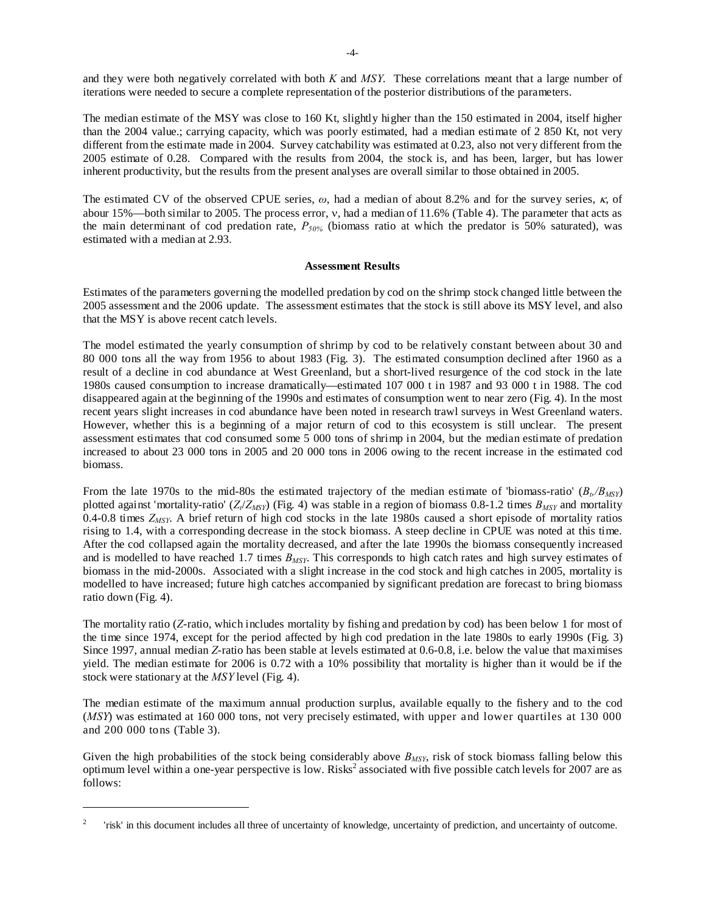and they were both negatively correlated with both *K* and *MSY*. These correlations meant that a large number of iterations were needed to secure a complete representation of the posterior distributions of the parameters.

The median estimate of the MSY was close to 160 Kt, slightly higher than the 150 estimated in 2004, itself higher than the 2004 value.; carrying capacity, which was poorly estimated, had a median estimate of 2 850 Kt, not very different from the estimate made in 2004. Survey catchability was estimated at 0.23, also not very different from the 2005 estimate of 0.28. Compared with the results from 2004, the stock is, and has been, larger, but has lower inherent productivity, but the results from the present analyses are overall similar to those obtained in 2005.

The estimated CV of the observed CPUE series, $\omega$, had a median of about 8.2% and for the survey series, $\kappa$, of abour 15%—both similar to 2005. The process error, $\nu$, had a median of 11.6% (Table 4). The parameter that acts as the main determinant of cod predation rate, $P_{50\%}$ (biomass ratio at which the predator is 50% saturated), was estimated with a median at 2.93.

**Assessment Results**

Estimates of the parameters governing the modelled predation by cod on the shrimp stock changed little between the 2005 assessment and the 2006 update. The assessment estimates that the stock is still above its MSY level, and also that the MSY is above recent catch levels.

The model estimated the yearly consumption of shrimp by cod to be relatively constant between about 30 and 80 000 tons all the way from 1956 to about 1983 (Fig. 3). The estimated consumption declined after 1960 as a result of a decline in cod abundance at West Greenland, but a short-lived resurgence of the cod stock in the late 1980s caused consumption to increase dramatically—estimated 107 000 t in 1987 and 93 000 t in 1988. The cod disappeared again at the beginning of the 1990s and estimates of consumption went to near zero (Fig. 4). In the most recent years slight increases in cod abundance have been noted in research trawl surveys in West Greenland waters. However, whether this is a beginning of a major return of cod to this ecosystem is still unclear. The present assessment estimates that cod consumed some 5 000 tons of shrimp in 2004, but the median estimate of predation increased to about 23 000 tons in 2005 and 20 000 tons in 2006 owing to the recent increase in the estimated cod biomass.

From the late 1970s to the mid-80s the estimated trajectory of the median estimate of 'biomass-ratio' ($B_t/B_{MSY}$) plotted against 'mortality-ratio' ($Z_t/Z_{MSY}$) (Fig. 4) was stable in a region of biomass 0.8-1.2 times $B_{MSY}$ and mortality 0.4-0.8 times $Z_{MSY}$. A brief return of high cod stocks in the late 1980s caused a short episode of mortality ratios rising to 1.4, with a corresponding decrease in the stock biomass. A steep decline in CPUE was noted at this time. After the cod collapsed again the mortality decreased, and after the late 1990s the biomass consequently increased and is modelled to have reached 1.7 times $B_{MSY}$. This corresponds to high catch rates and high survey estimates of biomass in the mid-2000s. Associated with a slight increase in the cod stock and high catches in 2005, mortality is modelled to have increased; future high catches accompanied by significant predation are forecast to bring biomass ratio down (Fig. 4).

The mortality ratio (*Z*-ratio, which includes mortality by fishing and predation by cod) has been below 1 for most of the time since 1974, except for the period affected by high cod predation in the late 1980s to early 1990s (Fig. 3) Since 1997, annual median *Z*-ratio has been stable at levels estimated at 0.6-0.8, i.e. below the value that maximises yield. The median estimate for 2006 is 0.72 with a 10% possibility that mortality is higher than it would be if the stock were stationary at the *MSY* level (Fig. 4).

The median estimate of the maximum annual production surplus, available equally to the fishery and to the cod (*MSY*) was estimated at 160 000 tons, not very precisely estimated, with upper and lower quartiles at 130 000 and 200 000 tons (Table 3).

Given the high probabilities of the stock being considerably above $B_{MSY}$, risk of stock biomass falling below this optimum level within a one-year perspective is low. Risks[2] associated with five possible catch levels for 2007 are as follows:

---

[2] 'risk' in this document includes all three of uncertainty of knowledge, uncertainty of prediction, and uncertainty of outcome.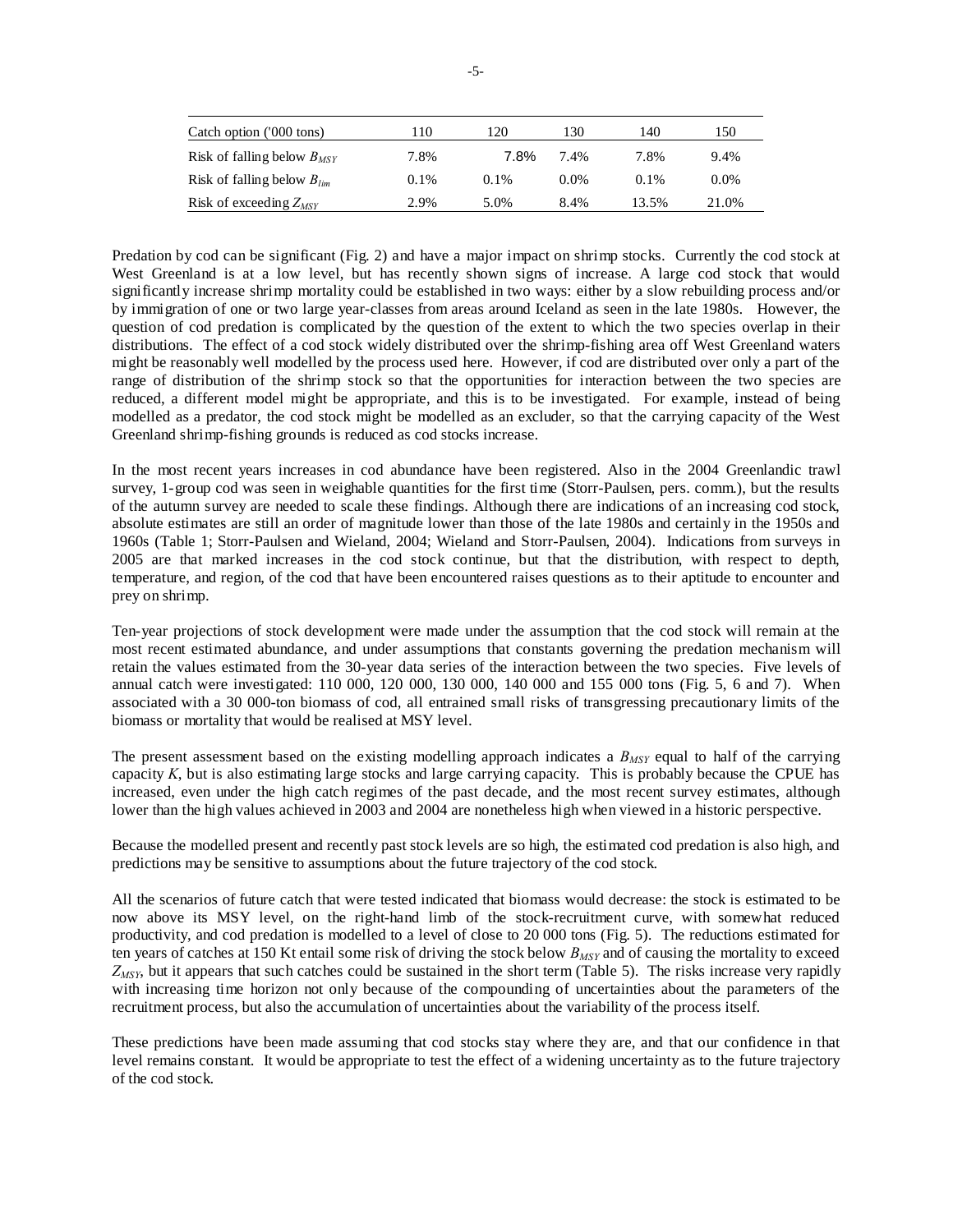| Catch option ('000 tons) | 110 | 120 | 130 | 140 | 150 |
|---|---|---|---|---|---|
| Risk of falling below $B_{MSY}$ | 7.8% | 7.8% | 7.4% | 7.8% | 9.4% |
| Risk of falling below $B_{lim}$ | 0.1% | 0.1% | 0.0% | 0.1% | 0.0% |
| Risk of exceeding $Z_{MSY}$ | 2.9% | 5.0% | 8.4% | 13.5% | 21.0% |

Predation by cod can be significant (Fig. 2) and have a major impact on shrimp stocks. Currently the cod stock at West Greenland is at a low level, but has recently shown signs of increase. A large cod stock that would significantly increase shrimp mortality could be established in two ways: either by a slow rebuilding process and/or by immigration of one or two large year-classes from areas around Iceland as seen in the late 1980s. However, the question of cod predation is complicated by the question of the extent to which the two species overlap in their distributions. The effect of a cod stock widely distributed over the shrimp-fishing area off West Greenland waters might be reasonably well modelled by the process used here. However, if cod are distributed over only a part of the range of distribution of the shrimp stock so that the opportunities for interaction between the two species are reduced, a different model might be appropriate, and this is to be investigated. For example, instead of being modelled as a predator, the cod stock might be modelled as an excluder, so that the carrying capacity of the West Greenland shrimp-fishing grounds is reduced as cod stocks increase.

In the most recent years increases in cod abundance have been registered. Also in the 2004 Greenlandic trawl survey, 1-group cod was seen in weighable quantities for the first time (Storr-Paulsen, pers. comm.), but the results of the autumn survey are needed to scale these findings. Although there are indications of an increasing cod stock, absolute estimates are still an order of magnitude lower than those of the late 1980s and certainly in the 1950s and 1960s (Table 1; Storr-Paulsen and Wieland, 2004; Wieland and Storr-Paulsen, 2004). Indications from surveys in 2005 are that marked increases in the cod stock continue, but that the distribution, with respect to depth, temperature, and region, of the cod that have been encountered raises questions as to their aptitude to encounter and prey on shrimp.

Ten-year projections of stock development were made under the assumption that the cod stock will remain at the most recent estimated abundance, and under assumptions that constants governing the predation mechanism will retain the values estimated from the 30-year data series of the interaction between the two species. Five levels of annual catch were investigated: 110 000, 120 000, 130 000, 140 000 and 155 000 tons (Fig. 5, 6 and 7). When associated with a 30 000-ton biomass of cod, all entrained small risks of transgressing precautionary limits of the biomass or mortality that would be realised at MSY level.

The present assessment based on the existing modelling approach indicates a $B_{MSY}$ equal to half of the carrying capacity $K$, but is also estimating large stocks and large carrying capacity. This is probably because the CPUE has increased, even under the high catch regimes of the past decade, and the most recent survey estimates, although lower than the high values achieved in 2003 and 2004 are nonetheless high when viewed in a historic perspective.

Because the modelled present and recently past stock levels are so high, the estimated cod predation is also high, and predictions may be sensitive to assumptions about the future trajectory of the cod stock.

All the scenarios of future catch that were tested indicated that biomass would decrease: the stock is estimated to be now above its MSY level, on the right-hand limb of the stock-recruitment curve, with somewhat reduced productivity, and cod predation is modelled to a level of close to 20 000 tons (Fig. 5). The reductions estimated for ten years of catches at 150 Kt entail some risk of driving the stock below $B_{MSY}$ and of causing the mortality to exceed $Z_{MSY}$, but it appears that such catches could be sustained in the short term (Table 5). The risks increase very rapidly with increasing time horizon not only because of the compounding of uncertainties about the parameters of the recruitment process, but also the accumulation of uncertainties about the variability of the process itself.

These predictions have been made assuming that cod stocks stay where they are, and that our confidence in that level remains constant. It would be appropriate to test the effect of a widening uncertainty as to the future trajectory of the cod stock.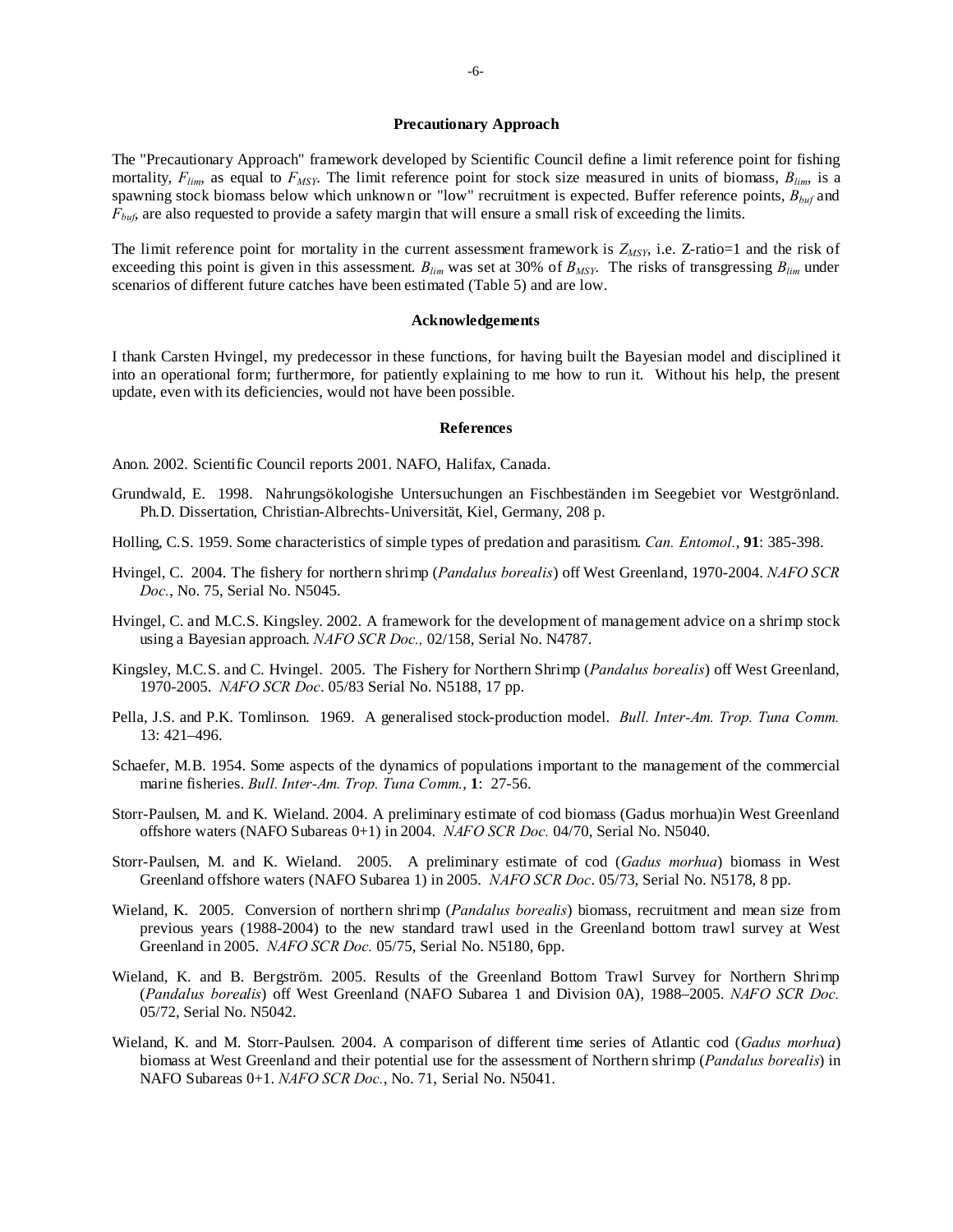## Precautionary Approach

The "Precautionary Approach" framework developed by Scientific Council define a limit reference point for fishing mortality, $F_{lim}$, as equal to $F_{MSY}$. The limit reference point for stock size measured in units of biomass, $B_{lim}$, is a spawning stock biomass below which unknown or "low" recruitment is expected. Buffer reference points, $B_{buf}$ and $F_{buf}$, are also requested to provide a safety margin that will ensure a small risk of exceeding the limits.

The limit reference point for mortality in the current assessment framework is $Z_{MSY}$, i.e. Z-ratio=1 and the risk of exceeding this point is given in this assessment. $B_{lim}$ was set at 30% of $B_{MSY}$. The risks of transgressing $B_{lim}$ under scenarios of different future catches have been estimated (Table 5) and are low.

## Acknowledgements

I thank Carsten Hvingel, my predecessor in these functions, for having built the Bayesian model and disciplined it into an operational form; furthermore, for patiently explaining to me how to run it. Without his help, the present update, even with its deficiencies, would not have been possible.

## References

Anon. 2002. Scientific Council reports 2001. NAFO, Halifax, Canada.

Grundwald, E. 1998. Nahrungsökologishe Untersuchungen an Fischbeständen im Seegebiet vor Westgrönland. Ph.D. Dissertation, Christian-Albrechts-Universität, Kiel, Germany, 208 p.

Holling, C.S. 1959. Some characteristics of simple types of predation and parasitism. *Can. Entomol.*, **91**: 385-398.

Hvingel, C. 2004. The fishery for northern shrimp (*Pandalus borealis*) off West Greenland, 1970-2004. *NAFO SCR Doc.*, No. 75, Serial No. N5045.

Hvingel, C. and M.C.S. Kingsley. 2002. A framework for the development of management advice on a shrimp stock using a Bayesian approach. *NAFO SCR Doc.,* 02/158, Serial No. N4787.

Kingsley, M.C.S. and C. Hvingel. 2005. The Fishery for Northern Shrimp (*Pandalus borealis*) off West Greenland, 1970-2005. *NAFO SCR Doc*. 05/83 Serial No. N5188, 17 pp.

Pella, J.S. and P.K. Tomlinson. 1969. A generalised stock-production model. *Bull. Inter-Am. Trop. Tuna Comm.* 13: 421–496.

Schaefer, M.B. 1954. Some aspects of the dynamics of populations important to the management of the commercial marine fisheries. *Bull. Inter-Am. Trop. Tuna Comm.*, **1**: 27-56.

Storr-Paulsen, M. and K. Wieland. 2004. A preliminary estimate of cod biomass (Gadus morhua)in West Greenland offshore waters (NAFO Subareas 0+1) in 2004. *NAFO SCR Doc.* 04/70, Serial No. N5040.

Storr-Paulsen, M. and K. Wieland. 2005. A preliminary estimate of cod (*Gadus morhua*) biomass in West Greenland offshore waters (NAFO Subarea 1) in 2005. *NAFO SCR Doc*. 05/73, Serial No. N5178, 8 pp.

Wieland, K. 2005. Conversion of northern shrimp (*Pandalus borealis*) biomass, recruitment and mean size from previous years (1988-2004) to the new standard trawl used in the Greenland bottom trawl survey at West Greenland in 2005. *NAFO SCR Doc.* 05/75, Serial No. N5180, 6pp.

Wieland, K. and B. Bergström. 2005. Results of the Greenland Bottom Trawl Survey for Northern Shrimp (*Pandalus borealis*) off West Greenland (NAFO Subarea 1 and Division 0A), 1988–2005. *NAFO SCR Doc.* 05/72, Serial No. N5042.

Wieland, K. and M. Storr-Paulsen. 2004. A comparison of different time series of Atlantic cod (*Gadus morhua*) biomass at West Greenland and their potential use for the assessment of Northern shrimp (*Pandalus borealis*) in NAFO Subareas 0+1. *NAFO SCR Doc.*, No. 71, Serial No. N5041.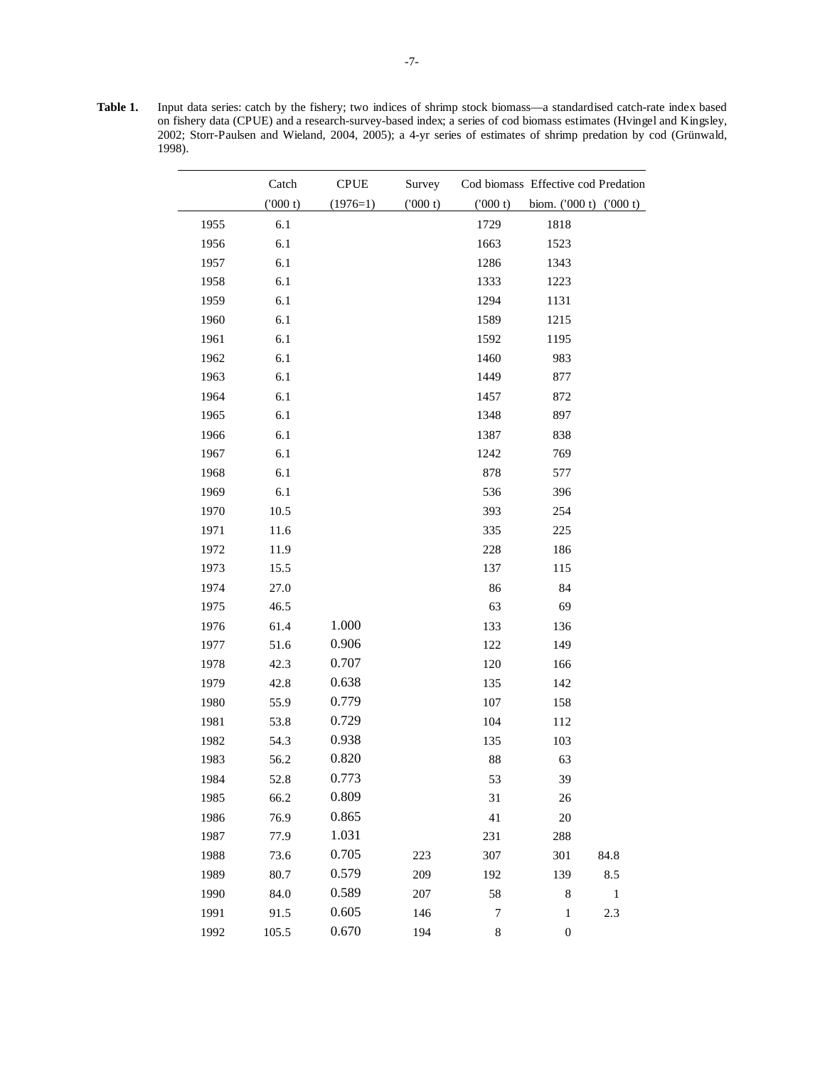**Table 1.** Input data series: catch by the fishery; two indices of shrimp stock biomass—a standardised catch-rate index based on fishery data (CPUE) and a research-survey-based index; a series of cod biomass estimates (Hvingel and Kingsley, 2002; Storr-Paulsen and Wieland, 2004, 2005); a 4-yr series of estimates of shrimp predation by cod (Grünwald, 1998).

| | Catch ('000 t) | CPUE (1976=1) | Survey ('000 t) | Cod biomass ('000 t) | Effective cod biom. ('000 t) | Predation ('000 t) |
|---|---|---|---|---|---|---|
| 1955 | 6.1 | | | 1729 | 1818 | |
| 1956 | 6.1 | | | 1663 | 1523 | |
| 1957 | 6.1 | | | 1286 | 1343 | |
| 1958 | 6.1 | | | 1333 | 1223 | |
| 1959 | 6.1 | | | 1294 | 1131 | |
| 1960 | 6.1 | | | 1589 | 1215 | |
| 1961 | 6.1 | | | 1592 | 1195 | |
| 1962 | 6.1 | | | 1460 | 983 | |
| 1963 | 6.1 | | | 1449 | 877 | |
| 1964 | 6.1 | | | 1457 | 872 | |
| 1965 | 6.1 | | | 1348 | 897 | |
| 1966 | 6.1 | | | 1387 | 838 | |
| 1967 | 6.1 | | | 1242 | 769 | |
| 1968 | 6.1 | | | 878 | 577 | |
| 1969 | 6.1 | | | 536 | 396 | |
| 1970 | 10.5 | | | 393 | 254 | |
| 1971 | 11.6 | | | 335 | 225 | |
| 1972 | 11.9 | | | 228 | 186 | |
| 1973 | 15.5 | | | 137 | 115 | |
| 1974 | 27.0 | | | 86 | 84 | |
| 1975 | 46.5 | | | 63 | 69 | |
| 1976 | 61.4 | 1.000 | | 133 | 136 | |
| 1977 | 51.6 | 0.906 | | 122 | 149 | |
| 1978 | 42.3 | 0.707 | | 120 | 166 | |
| 1979 | 42.8 | 0.638 | | 135 | 142 | |
| 1980 | 55.9 | 0.779 | | 107 | 158 | |
| 1981 | 53.8 | 0.729 | | 104 | 112 | |
| 1982 | 54.3 | 0.938 | | 135 | 103 | |
| 1983 | 56.2 | 0.820 | | 88 | 63 | |
| 1984 | 52.8 | 0.773 | | 53 | 39 | |
| 1985 | 66.2 | 0.809 | | 31 | 26 | |
| 1986 | 76.9 | 0.865 | | 41 | 20 | |
| 1987 | 77.9 | 1.031 | | 231 | 288 | |
| 1988 | 73.6 | 0.705 | 223 | 307 | 301 | 84.8 |
| 1989 | 80.7 | 0.579 | 209 | 192 | 139 | 8.5 |
| 1990 | 84.0 | 0.589 | 207 | 58 | 8 | 1 |
| 1991 | 91.5 | 0.605 | 146 | 7 | 1 | 2.3 |
| 1992 | 105.5 | 0.670 | 194 | 8 | 0 | |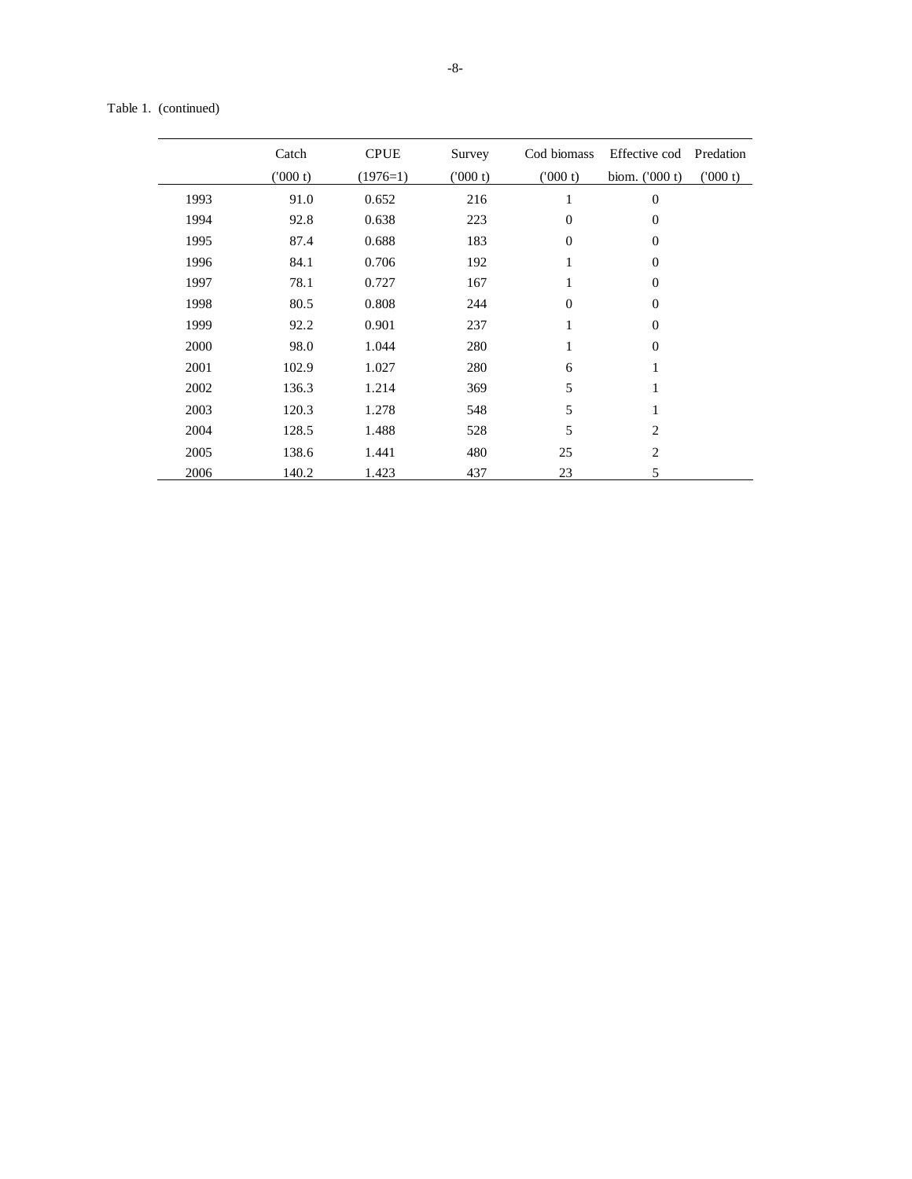Table 1. (continued)

| | Catch ('000 t) | CPUE (1976=1) | Survey ('000 t) | Cod biomass ('000 t) | Effective cod biom. ('000 t) | Predation ('000 t) |
|---|---|---|---|---|---|---|
| 1993 | 91.0 | 0.652 | 216 | 1 | 0 | |
| 1994 | 92.8 | 0.638 | 223 | 0 | 0 | |
| 1995 | 87.4 | 0.688 | 183 | 0 | 0 | |
| 1996 | 84.1 | 0.706 | 192 | 1 | 0 | |
| 1997 | 78.1 | 0.727 | 167 | 1 | 0 | |
| 1998 | 80.5 | 0.808 | 244 | 0 | 0 | |
| 1999 | 92.2 | 0.901 | 237 | 1 | 0 | |
| 2000 | 98.0 | 1.044 | 280 | 1 | 0 | |
| 2001 | 102.9 | 1.027 | 280 | 6 | 1 | |
| 2002 | 136.3 | 1.214 | 369 | 5 | 1 | |
| 2003 | 120.3 | 1.278 | 548 | 5 | 1 | |
| 2004 | 128.5 | 1.488 | 528 | 5 | 2 | |
| 2005 | 138.6 | 1.441 | 480 | 25 | 2 | |
| 2006 | 140.2 | 1.423 | 437 | 23 | 5 | |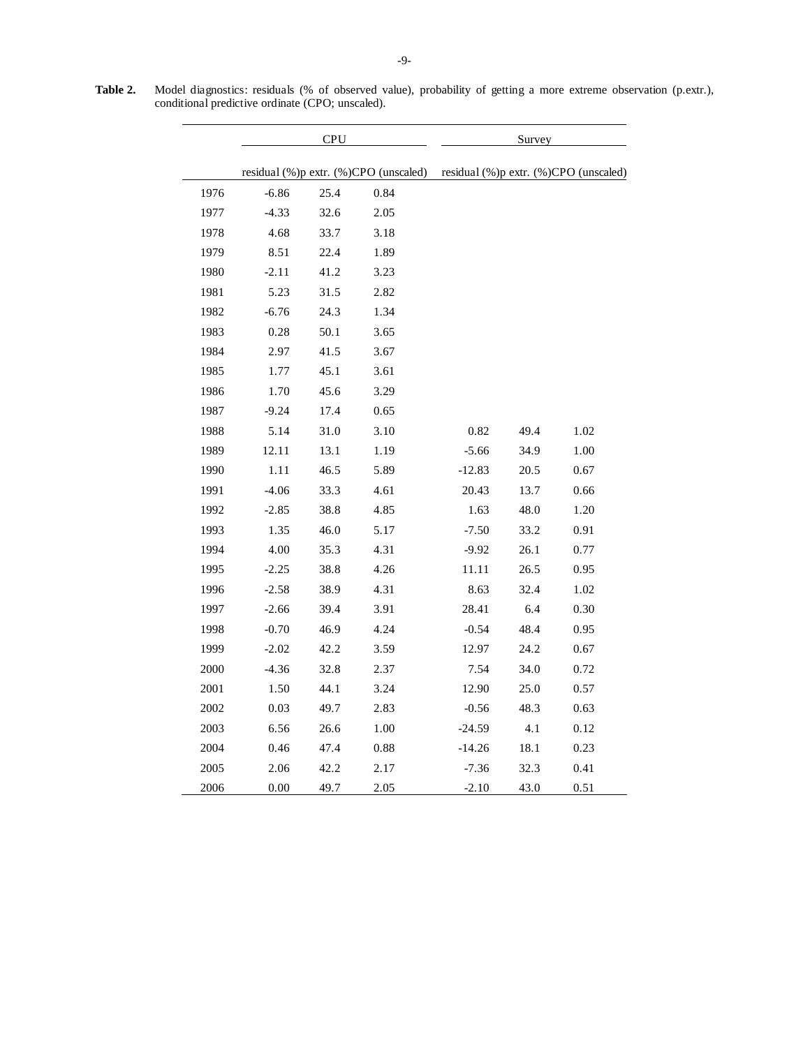**Table 2.** Model diagnostics: residuals (% of observed value), probability of getting a more extreme observation (p.extr.), conditional predictive ordinate (CPO; unscaled).

| | CPU | | | Survey | | |
|---|---|---|---|---|---|---|
| | residual (%) | p extr. (%) | CPO (unscaled) | residual (%) | p extr. (%) | CPO (unscaled) |
| 1976 | -6.86 | 25.4 | 0.84 | | | |
| 1977 | -4.33 | 32.6 | 2.05 | | | |
| 1978 | 4.68 | 33.7 | 3.18 | | | |
| 1979 | 8.51 | 22.4 | 1.89 | | | |
| 1980 | -2.11 | 41.2 | 3.23 | | | |
| 1981 | 5.23 | 31.5 | 2.82 | | | |
| 1982 | -6.76 | 24.3 | 1.34 | | | |
| 1983 | 0.28 | 50.1 | 3.65 | | | |
| 1984 | 2.97 | 41.5 | 3.67 | | | |
| 1985 | 1.77 | 45.1 | 3.61 | | | |
| 1986 | 1.70 | 45.6 | 3.29 | | | |
| 1987 | -9.24 | 17.4 | 0.65 | | | |
| 1988 | 5.14 | 31.0 | 3.10 | 0.82 | 49.4 | 1.02 |
| 1989 | 12.11 | 13.1 | 1.19 | -5.66 | 34.9 | 1.00 |
| 1990 | 1.11 | 46.5 | 5.89 | -12.83 | 20.5 | 0.67 |
| 1991 | -4.06 | 33.3 | 4.61 | 20.43 | 13.7 | 0.66 |
| 1992 | -2.85 | 38.8 | 4.85 | 1.63 | 48.0 | 1.20 |
| 1993 | 1.35 | 46.0 | 5.17 | -7.50 | 33.2 | 0.91 |
| 1994 | 4.00 | 35.3 | 4.31 | -9.92 | 26.1 | 0.77 |
| 1995 | -2.25 | 38.8 | 4.26 | 11.11 | 26.5 | 0.95 |
| 1996 | -2.58 | 38.9 | 4.31 | 8.63 | 32.4 | 1.02 |
| 1997 | -2.66 | 39.4 | 3.91 | 28.41 | 6.4 | 0.30 |
| 1998 | -0.70 | 46.9 | 4.24 | -0.54 | 48.4 | 0.95 |
| 1999 | -2.02 | 42.2 | 3.59 | 12.97 | 24.2 | 0.67 |
| 2000 | -4.36 | 32.8 | 2.37 | 7.54 | 34.0 | 0.72 |
| 2001 | 1.50 | 44.1 | 3.24 | 12.90 | 25.0 | 0.57 |
| 2002 | 0.03 | 49.7 | 2.83 | -0.56 | 48.3 | 0.63 |
| 2003 | 6.56 | 26.6 | 1.00 | -24.59 | 4.1 | 0.12 |
| 2004 | 0.46 | 47.4 | 0.88 | -14.26 | 18.1 | 0.23 |
| 2005 | 2.06 | 42.2 | 2.17 | -7.36 | 32.3 | 0.41 |
| 2006 | 0.00 | 49.7 | 2.05 | -2.10 | 43.0 | 0.51 |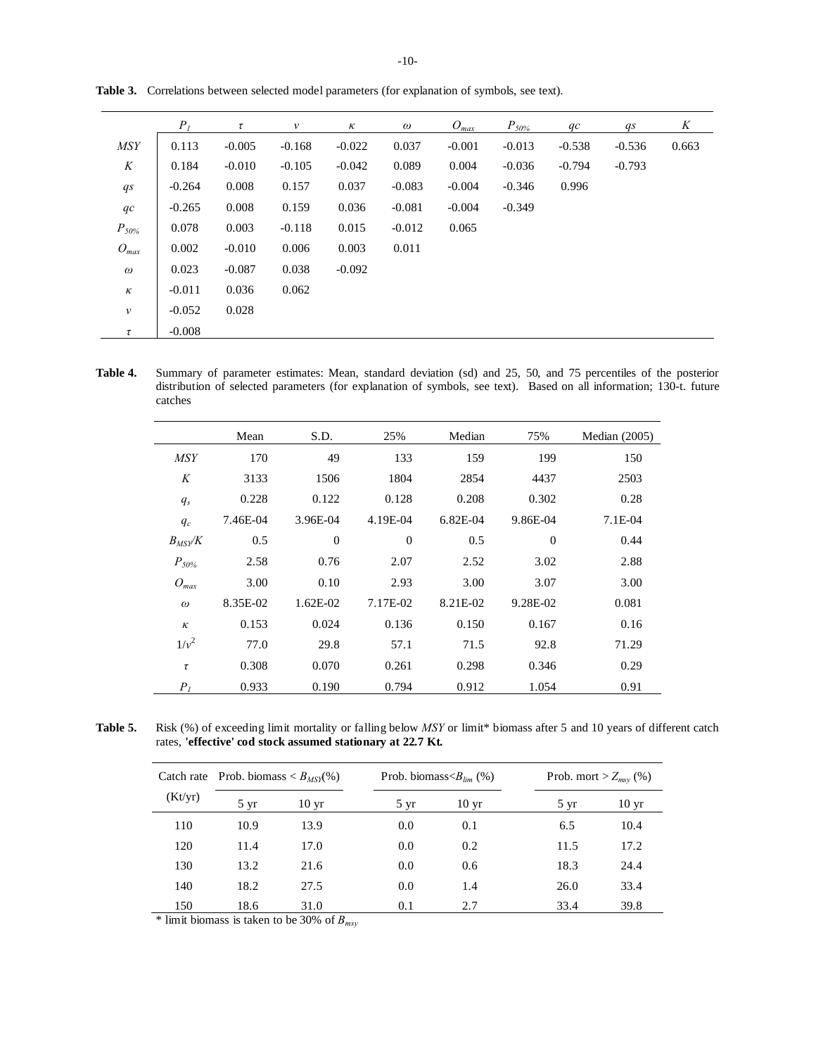**Table 3.** Correlations between selected model parameters (for explanation of symbols, see text).

| | $P_1$ | $\tau$ | $\nu$ | $\kappa$ | $\omega$ | $O_{max}$ | $P_{50\%}$ | $qc$ | $qs$ | $K$ |
|---|---|---|---|---|---|---|---|---|---|---|
| $MSY$ | 0.113 | -0.005 | -0.168 | -0.022 | 0.037 | -0.001 | -0.013 | -0.538 | -0.536 | 0.663 |
| $K$ | 0.184 | -0.010 | -0.105 | -0.042 | 0.089 | 0.004 | -0.036 | -0.794 | -0.793 | |
| $qs$ | -0.264 | 0.008 | 0.157 | 0.037 | -0.083 | -0.004 | -0.346 | 0.996 | | |
| $qc$ | -0.265 | 0.008 | 0.159 | 0.036 | -0.081 | -0.004 | -0.349 | | | |
| $P_{50\%}$ | 0.078 | 0.003 | -0.118 | 0.015 | -0.012 | 0.065 | | | | |
| $O_{max}$ | 0.002 | -0.010 | 0.006 | 0.003 | 0.011 | | | | | |
| $\omega$ | 0.023 | -0.087 | 0.038 | -0.092 | | | | | | |
| $\kappa$ | -0.011 | 0.036 | 0.062 | | | | | | | |
| $\nu$ | -0.052 | 0.028 | | | | | | | | |
| $\tau$ | -0.008 | | | | | | | | | |

**Table 4.** Summary of parameter estimates: Mean, standard deviation (sd) and 25, 50, and 75 percentiles of the posterior distribution of selected parameters (for explanation of symbols, see text). Based on all information; 130-t. future catches

| | Mean | S.D. | 25% | Median | 75% | Median (2005) |
|---|---|---|---|---|---|---|
| $MSY$ | 170 | 49 | 133 | 159 | 199 | 150 |
| $K$ | 3133 | 1506 | 1804 | 2854 | 4437 | 2503 |
| $q_s$ | 0.228 | 0.122 | 0.128 | 0.208 | 0.302 | 0.28 |
| $q_c$ | 7.46E-04 | 3.96E-04 | 4.19E-04 | 6.82E-04 | 9.86E-04 | 7.1E-04 |
| $B_{MSY}/K$ | 0.5 | 0 | 0 | 0.5 | 0 | 0.44 |
| $P_{50\%}$ | 2.58 | 0.76 | 2.07 | 2.52 | 3.02 | 2.88 |
| $O_{max}$ | 3.00 | 0.10 | 2.93 | 3.00 | 3.07 | 3.00 |
| $\omega$ | 8.35E-02 | 1.62E-02 | 7.17E-02 | 8.21E-02 | 9.28E-02 | 0.081 |
| $\kappa$ | 0.153 | 0.024 | 0.136 | 0.150 | 0.167 | 0.16 |
| $1/\nu^2$ | 77.0 | 29.8 | 57.1 | 71.5 | 92.8 | 71.29 |
| $\tau$ | 0.308 | 0.070 | 0.261 | 0.298 | 0.346 | 0.29 |
| $P_1$ | 0.933 | 0.190 | 0.794 | 0.912 | 1.054 | 0.91 |

**Table 5.** Risk (%) of exceeding limit mortality or falling below $MSY$ or limit* biomass after 5 and 10 years of different catch rates, **'effective' cod stock assumed stationary at 22.7 Kt.**

| Catch rate (Kt/yr) | Prob. biomass < $B_{MSY}$(%) | | Prob. biomass<$B_{lim}$ (%) | | Prob. mort > $Z_{msy}$ (%) | |
|---|---|---|---|---|---|---|
| | 5 yr | 10 yr | 5 yr | 10 yr | 5 yr | 10 yr |
| 110 | 10.9 | 13.9 | 0.0 | 0.1 | 6.5 | 10.4 |
| 120 | 11.4 | 17.0 | 0.0 | 0.2 | 11.5 | 17.2 |
| 130 | 13.2 | 21.6 | 0.0 | 0.6 | 18.3 | 24.4 |
| 140 | 18.2 | 27.5 | 0.0 | 1.4 | 26.0 | 33.4 |
| 150 | 18.6 | 31.0 | 0.1 | 2.7 | 33.4 | 39.8 |

* limit biomass is taken to be 30% of $B_{msy}$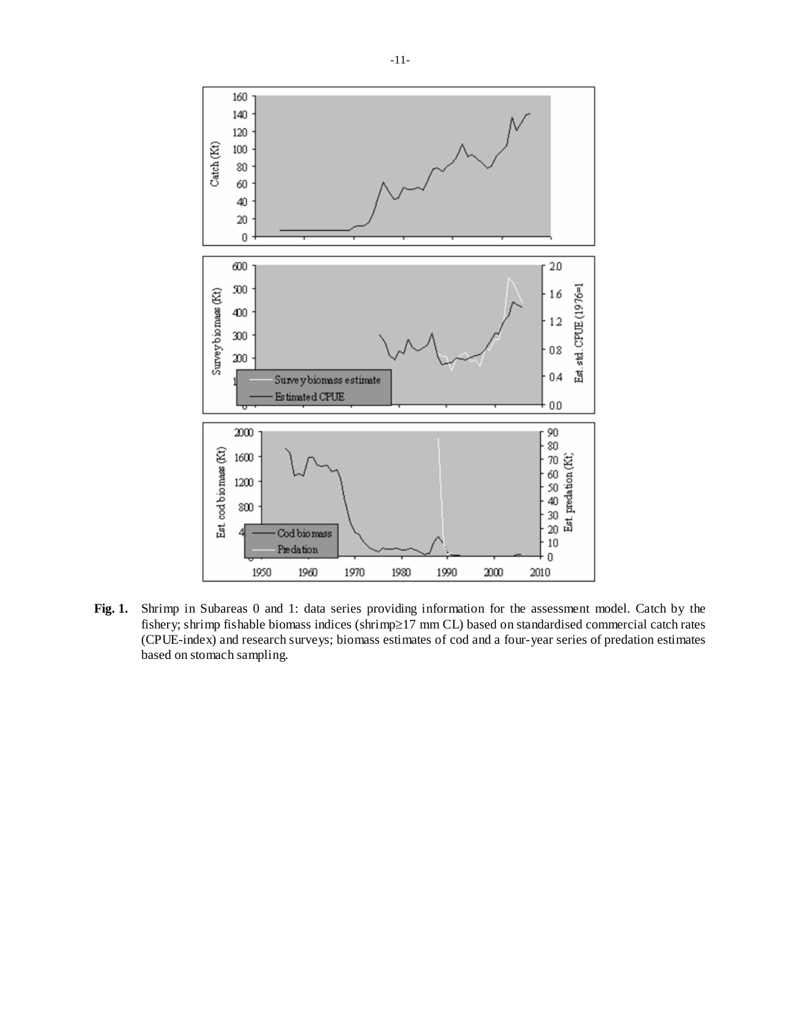**Fig. 1.** Shrimp in Subareas 0 and 1: data series providing information for the assessment model. Catch by the fishery; shrimp fishable biomass indices (shrimp≥17 mm CL) based on standardised commercial catch rates (CPUE-index) and research surveys; biomass estimates of cod and a four-year series of predation estimates based on stomach sampling.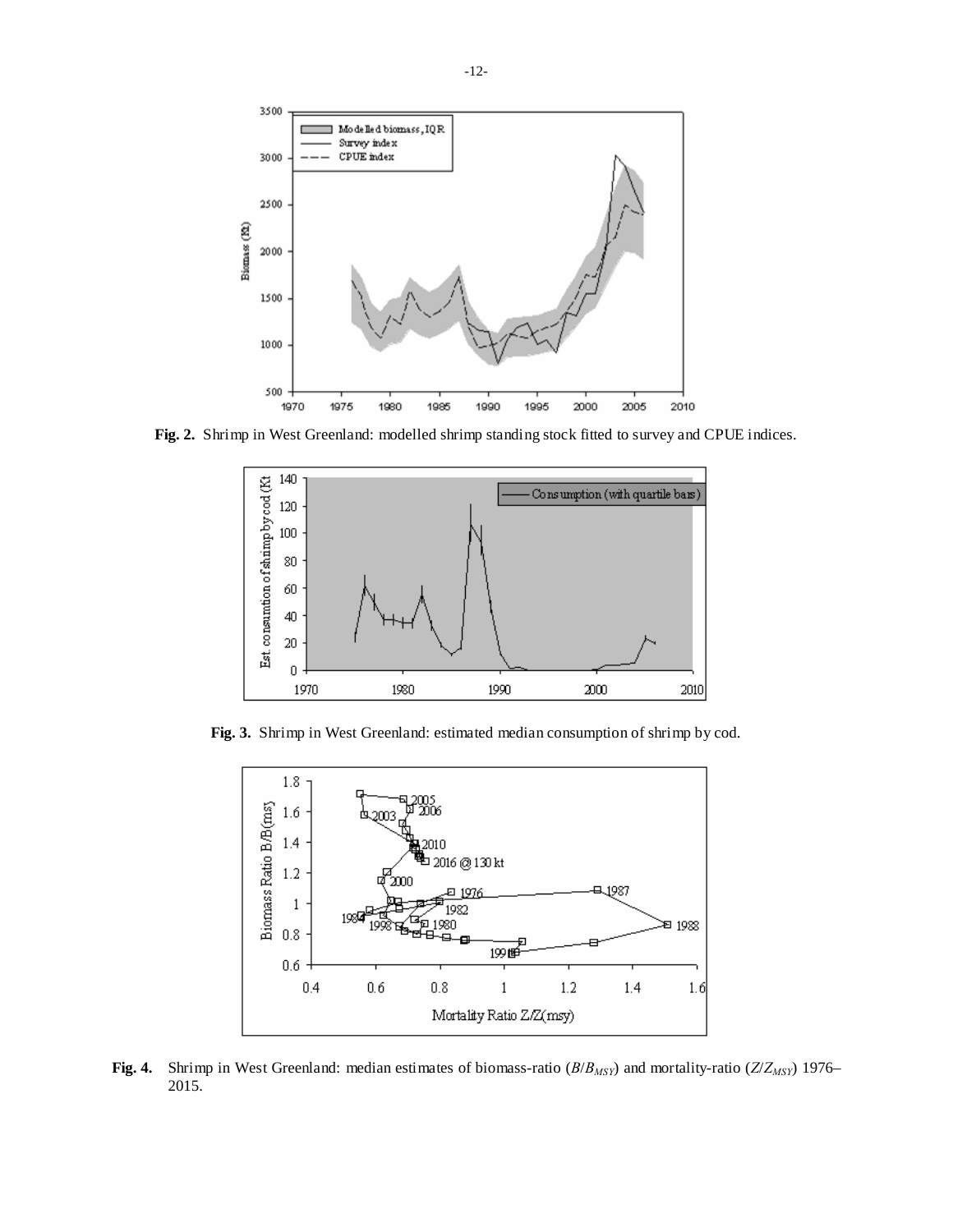**Fig. 2.** Shrimp in West Greenland: modelled shrimp standing stock fitted to survey and CPUE indices.

**Fig. 3.** Shrimp in West Greenland: estimated median consumption of shrimp by cod.

**Fig. 4.** Shrimp in West Greenland: median estimates of biomass-ratio ($B/B_{MSY}$) and mortality-ratio ($Z/Z_{MSY}$) 1976–2015.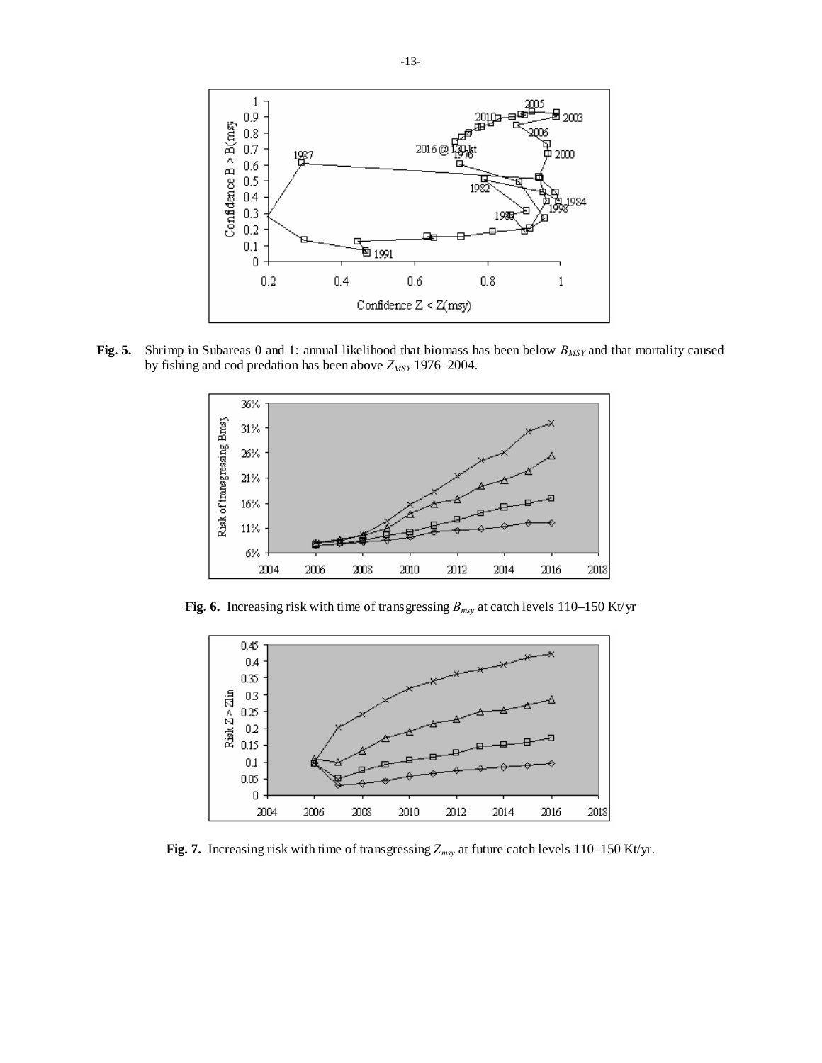**Fig. 5.** Shrimp in Subareas 0 and 1: annual likelihood that biomass has been below $B_{MSY}$ and that mortality caused by fishing and cod predation has been above $Z_{MSY}$ 1976–2004.

**Fig. 6.** Increasing risk with time of transgressing $B_{msy}$ at catch levels 110–150 Kt/yr

**Fig. 7.** Increasing risk with time of transgressing $Z_{msy}$ at future catch levels 110–150 Kt/yr.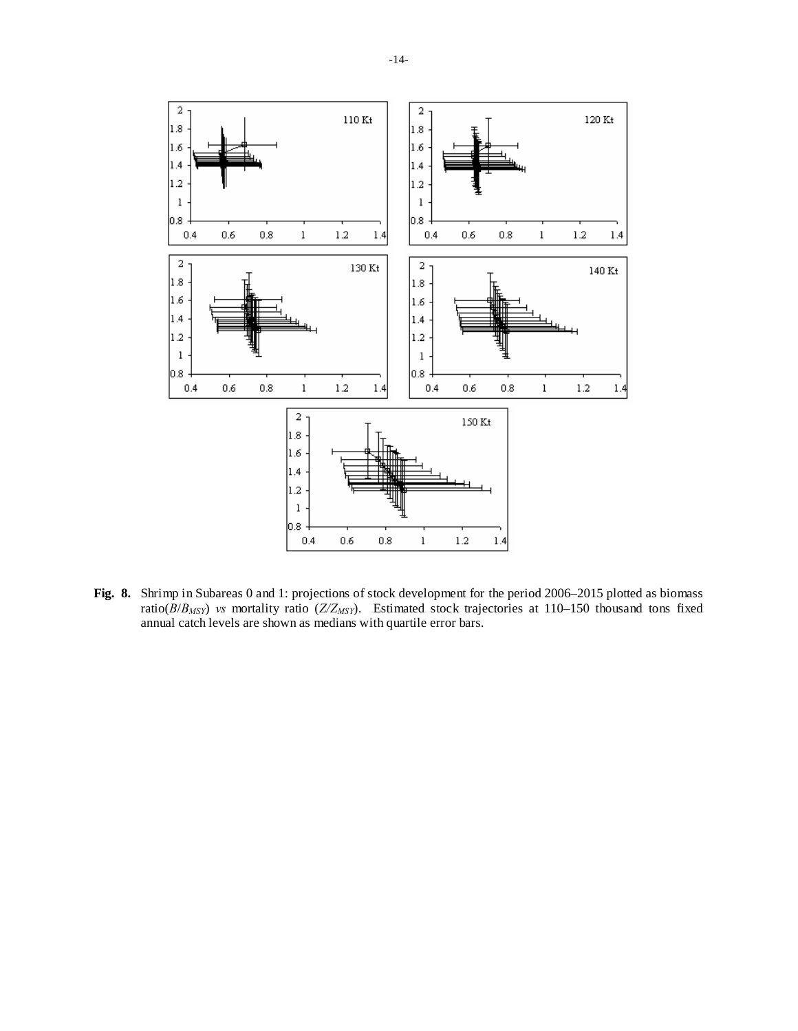110 Kt

2
1.8
1.6
1.4
1.2
1
0.8
0.4 0.6 0.8 1 1.2 1.4

120 Kt

2
1.8
1.6
1.4
1.2
1
0.8
0.4 0.6 0.8 1 1.2 1.4

130 Kt

2
1.8
1.6
1.4
1.2
1
0.8
0.4 0.6 0.8 1 1.2 1.4

140 Kt

2
1.8
1.6
1.4
1.2
1
0.8
0.4 0.6 0.8 1 1.2 1.4

150 Kt

2
1.8
1.6
1.4
1.2
1
0.8
0.4 0.6 0.8 1 1.2 1.4

**Fig. 8.** Shrimp in Subareas 0 and 1: projections of stock development for the period 2006–2015 plotted as biomass ratio($B/B_{MSY}$) *vs* mortality ratio ($Z/Z_{MSY}$). Estimated stock trajectories at 110–150 thousand tons fixed annual catch levels are shown as medians with quartile error bars.